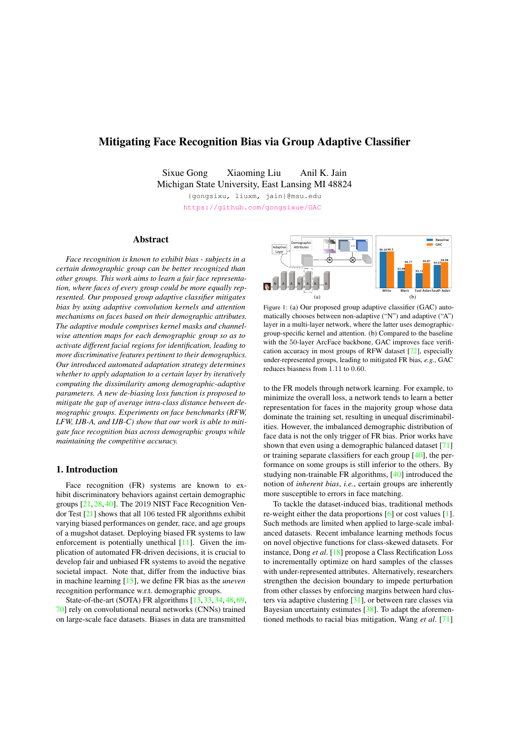# Mitigating Face Recognition Bias via Group Adaptive Classifier

Sixue Gong Xiaoming Liu Anil K. Jain
Michigan State University, East Lansing MI 48824

{gongsixu, liuxm, jain}@msu.edu

https://github.com/gongsixue/GAC

## Abstract

*Face recognition is known to exhibit bias - subjects in a certain demographic group can be better recognized than other groups. This work aims to learn a fair face representation, where faces of every group could be more equally represented. Our proposed group adaptive classifier mitigates bias by using adaptive convolution kernels and attention mechanisms on faces based on their demographic attributes. The adaptive module comprises kernel masks and channel-wise attention maps for each demographic group so as to activate different facial regions for identification, leading to more discriminative features pertinent to their demographics. Our introduced automated adaptation strategy determines whether to apply adaptation to a certain layer by iteratively computing the dissimilarity among demographic-adaptive parameters. A new de-biasing loss function is proposed to mitigate the gap of average intra-class distance between demographic groups. Experiments on face benchmarks (RFW, LFW, IJB-A, and IJB-C) show that our work is able to mitigate face recognition bias across demographic groups while maintaining the competitive accuracy.*

## 1. Introduction

Face recognition (FR) systems are known to exhibit discriminatory behaviors against certain demographic groups [21, 28, 40]. The 2019 NIST Face Recognition Vendor Test [21] shows that all 106 tested FR algorithms exhibit varying biased performances on gender, race, and age groups of a mugshot dataset. Deploying biased FR systems to law enforcement is potentially unethical [11]. Given the implication of automated FR-driven decisions, it is crucial to develop fair and unbiased FR systems to avoid the negative societal impact. Note that, differ from the inductive bias in machine learning [15], we define FR bias as the *uneven* recognition performance w.r.t. demographic groups.

State-of-the-art (SOTA) FR algorithms [13, 33, 34, 48, 69, 70] rely on convolutional neural networks (CNNs) trained on large-scale face datasets. Biases in data are transmitted

Figure 1: (a) Our proposed group adaptive classifier (GAC) automatically chooses between non-adaptive ("N") and adaptive ("A") layer in a multi-layer network, where the latter uses demographic-group-specific kernel and attention. (b) Compared to the baseline with the 50-layer ArcFace backbone, GAC improves face verification accuracy in most groups of RFW dataset [72], especially under-represented groups, leading to mitigated FR bias, *e.g.*, GAC reduces biasness from 1.11 to 0.60.

to the FR models through network learning. For example, to minimize the overall loss, a network tends to learn a better representation for faces in the majority group whose data dominate the training set, resulting in unequal discriminabilities. However, the imbalanced demographic distribution of face data is not the only trigger of FR bias. Prior works have shown that even using a demographic balanced dataset [71] or training separate classifiers for each group [40], the performance on some groups is still inferior to the others. By studying non-trainable FR algorithms, [40] introduced the notion of *inherent bias*, *i.e.*, certain groups are inherently more susceptible to errors in face matching.

To tackle the dataset-induced bias, traditional methods re-weight either the data proportions [6] or cost values [1]. Such methods are limited when applied to large-scale imbalanced datasets. Recent imbalance learning methods focus on novel objective functions for class-skewed datasets. For instance, Dong *et al*. [18] propose a Class Rectification Loss to incrementally optimize on hard samples of the classes with under-represented attributes. Alternatively, researchers strengthen the decision boundary to impede perturbation from other classes by enforcing margins between hard clusters via adaptive clustering [31], or between rare classes via Bayesian uncertainty estimates [38]. To adapt the aforementioned methods to racial bias mitigation, Wang *et al*. [71]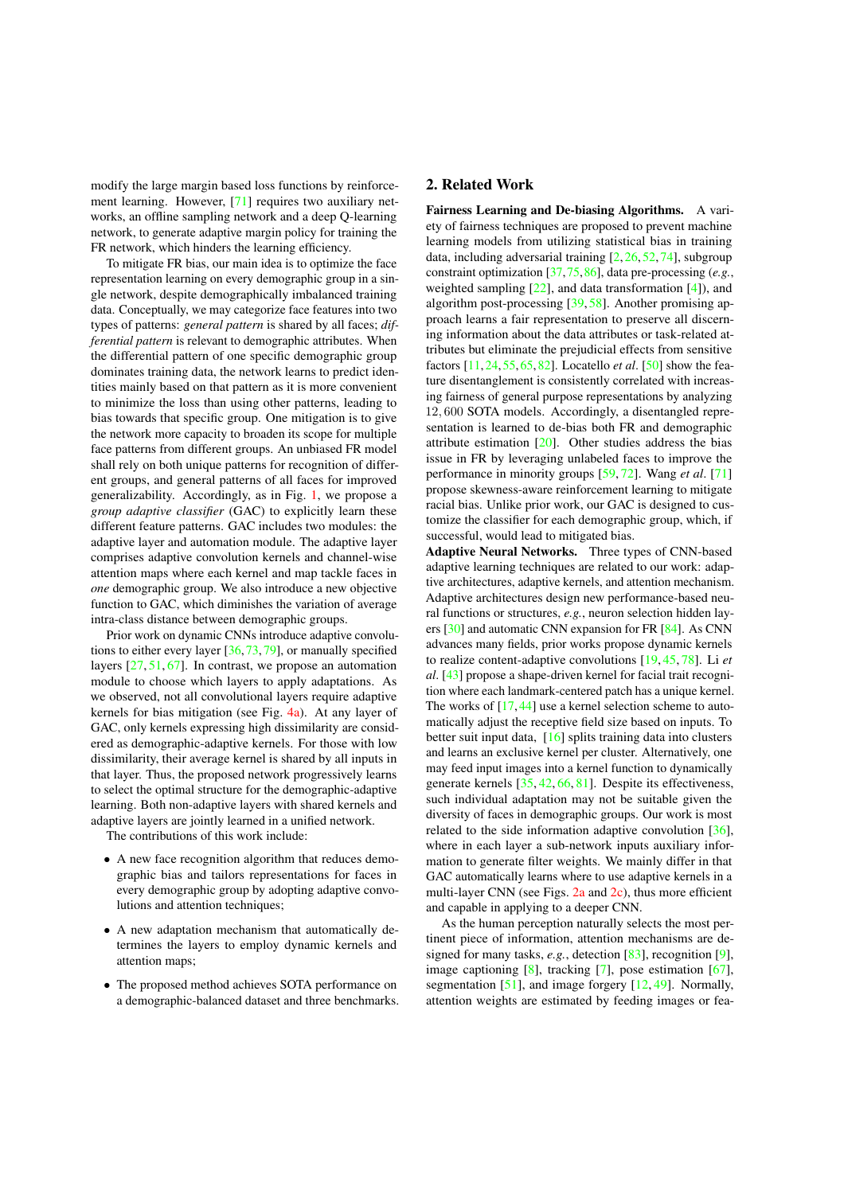modify the large margin based loss functions by reinforcement learning. However, [71] requires two auxiliary networks, an offline sampling network and a deep Q-learning network, to generate adaptive margin policy for training the FR network, which hinders the learning efficiency.

To mitigate FR bias, our main idea is to optimize the face representation learning on every demographic group in a single network, despite demographically imbalanced training data. Conceptually, we may categorize face features into two types of patterns: *general pattern* is shared by all faces; *differential pattern* is relevant to demographic attributes. When the differential pattern of one specific demographic group dominates training data, the network learns to predict identities mainly based on that pattern as it is more convenient to minimize the loss than using other patterns, leading to bias towards that specific group. One mitigation is to give the network more capacity to broaden its scope for multiple face patterns from different groups. An unbiased FR model shall rely on both unique patterns for recognition of different groups, and general patterns of all faces for improved generalizability. Accordingly, as in Fig. 1, we propose a *group adaptive classifier* (GAC) to explicitly learn these different feature patterns. GAC includes two modules: the adaptive layer and automation module. The adaptive layer comprises adaptive convolution kernels and channel-wise attention maps where each kernel and map tackle faces in *one* demographic group. We also introduce a new objective function to GAC, which diminishes the variation of average intra-class distance between demographic groups.

Prior work on dynamic CNNs introduce adaptive convolutions to either every layer [36, 73, 79], or manually specified layers [27, 51, 67]. In contrast, we propose an automation module to choose which layers to apply adaptations. As we observed, not all convolutional layers require adaptive kernels for bias mitigation (see Fig. 4a). At any layer of GAC, only kernels expressing high dissimilarity are considered as demographic-adaptive kernels. For those with low dissimilarity, their average kernel is shared by all inputs in that layer. Thus, the proposed network progressively learns to select the optimal structure for the demographic-adaptive learning. Both non-adaptive layers with shared kernels and adaptive layers are jointly learned in a unified network.

The contributions of this work include:

- A new face recognition algorithm that reduces demographic bias and tailors representations for faces in every demographic group by adopting adaptive convolutions and attention techniques;
- A new adaptation mechanism that automatically determines the layers to employ dynamic kernels and attention maps;
- The proposed method achieves SOTA performance on a demographic-balanced dataset and three benchmarks.

## 2. Related Work

**Fairness Learning and De-biasing Algorithms.** A variety of fairness techniques are proposed to prevent machine learning models from utilizing statistical bias in training data, including adversarial training [2, 26, 52, 74], subgroup constraint optimization [37, 75, 86], data pre-processing (*e.g.*, weighted sampling [22], and data transformation [4]), and algorithm post-processing [39, 58]. Another promising approach learns a fair representation to preserve all discerning information about the data attributes or task-related attributes but eliminate the prejudicial effects from sensitive factors [11, 24, 55, 65, 82]. Locatello *et al*. [50] show the feature disentanglement is consistently correlated with increasing fairness of general purpose representations by analyzing $12,600$ SOTA models. Accordingly, a disentangled representation is learned to de-bias both FR and demographic attribute estimation [20]. Other studies address the bias issue in FR by leveraging unlabeled faces to improve the performance in minority groups [59, 72]. Wang *et al*. [71] propose skewness-aware reinforcement learning to mitigate racial bias. Unlike prior work, our GAC is designed to customize the classifier for each demographic group, which, if successful, would lead to mitigated bias.

**Adaptive Neural Networks.** Three types of CNN-based adaptive learning techniques are related to our work: adaptive architectures, adaptive kernels, and attention mechanism. Adaptive architectures design new performance-based neural functions or structures, *e.g.*, neuron selection hidden layers [30] and automatic CNN expansion for FR [84]. As CNN advances many fields, prior works propose dynamic kernels to realize content-adaptive convolutions [19, 45, 78]. Li *et al*. [43] propose a shape-driven kernel for facial trait recognition where each landmark-centered patch has a unique kernel. The works of [17, 44] use a kernel selection scheme to automatically adjust the receptive field size based on inputs. To better suit input data, [16] splits training data into clusters and learns an exclusive kernel per cluster. Alternatively, one may feed input images into a kernel function to dynamically generate kernels [35, 42, 66, 81]. Despite its effectiveness, such individual adaptation may not be suitable given the diversity of faces in demographic groups. Our work is most related to the side information adaptive convolution [36], where in each layer a sub-network inputs auxiliary information to generate filter weights. We mainly differ in that GAC automatically learns where to use adaptive kernels in a multi-layer CNN (see Figs. 2a and 2c), thus more efficient and capable in applying to a deeper CNN.

As the human perception naturally selects the most pertinent piece of information, attention mechanisms are designed for many tasks, *e.g.*, detection [83], recognition [9], image captioning [8], tracking [7], pose estimation [67], segmentation [51], and image forgery [12, 49]. Normally, attention weights are estimated by feeding images or fea-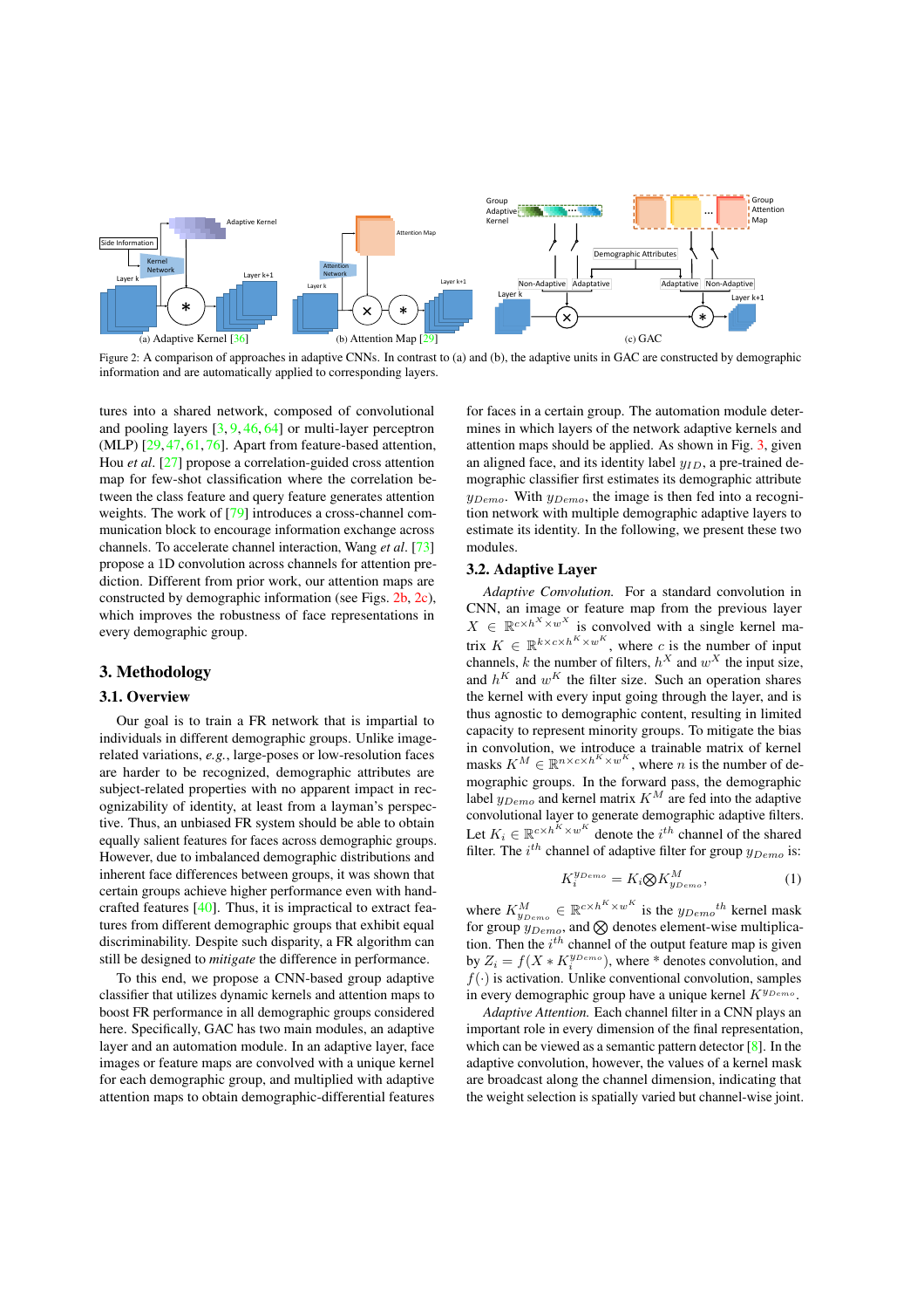Figure 2: A comparison of approaches in adaptive CNNs. In contrast to (a) and (b), the adaptive units in GAC are constructed by demographic information and are automatically applied to corresponding layers.

tures into a shared network, composed of convolutional and pooling layers [3, 9, 46, 64] or multi-layer perceptron (MLP) [29, 47, 61, 76]. Apart from feature-based attention, Hou *et al*. [27] propose a correlation-guided cross attention map for few-shot classification where the correlation between the class feature and query feature generates attention weights. The work of [79] introduces a cross-channel communication block to encourage information exchange across channels. To accelerate channel interaction, Wang *et al*. [73] propose a 1D convolution across channels for attention prediction. Different from prior work, our attention maps are constructed by demographic information (see Figs. 2b, 2c), which improves the robustness of face representations in every demographic group.

## 3. Methodology

### 3.1. Overview

Our goal is to train a FR network that is impartial to individuals in different demographic groups. Unlike image-related variations, *e.g.*, large-poses or low-resolution faces are harder to be recognized, demographic attributes are subject-related properties with no apparent impact in recognizability of identity, at least from a layman's perspective. Thus, an unbiased FR system should be able to obtain equally salient features for faces across demographic groups. However, due to imbalanced demographic distributions and inherent face differences between groups, it was shown that certain groups achieve higher performance even with hand-crafted features [40]. Thus, it is impractical to extract features from different demographic groups that exhibit equal discriminability. Despite such disparity, a FR algorithm can still be designed to *mitigate* the difference in performance.

To this end, we propose a CNN-based group adaptive classifier that utilizes dynamic kernels and attention maps to boost FR performance in all demographic groups considered here. Specifically, GAC has two main modules, an adaptive layer and an automation module. In an adaptive layer, face images or feature maps are convolved with a unique kernel for each demographic group, and multiplied with adaptive attention maps to obtain demographic-differential features for faces in a certain group. The automation module determines in which layers of the network adaptive kernels and attention maps should be applied. As shown in Fig. 3, given an aligned face, and its identity label $y_{ID}$, a pre-trained demographic classifier first estimates its demographic attribute $y_{Demo}$. With $y_{Demo}$, the image is then fed into a recognition network with multiple demographic adaptive layers to estimate its identity. In the following, we present these two modules.

### 3.2. Adaptive Layer

*Adaptive Convolution.* For a standard convolution in CNN, an image or feature map from the previous layer $X \in \mathbb{R}^{c \times h^X \times w^X}$ is convolved with a single kernel matrix $K \in \mathbb{R}^{k \times c \times h^K \times w^K}$, where $c$ is the number of input channels, $k$ the number of filters, $h^X$ and $w^X$ the input size, and $h^K$ and $w^K$ the filter size. Such an operation shares the kernel with every input going through the layer, and is thus agnostic to demographic content, resulting in limited capacity to represent minority groups. To mitigate the bias in convolution, we introduce a trainable matrix of kernel masks $K^M \in \mathbb{R}^{n \times c \times h^K \times w^K}$, where $n$ is the number of demographic groups. In the forward pass, the demographic label $y_{Demo}$ and kernel matrix $K^M$ are fed into the adaptive convolutional layer to generate demographic adaptive filters. Let $K_i \in \mathbb{R}^{c \times h^K \times w^K}$ denote the $i^{th}$ channel of the shared filter. The $i^{th}$ channel of adaptive filter for group $y_{Demo}$ is:

$$K_i^{y_{Demo}} = K_i \bigotimes K_{y_{Demo}}^M, \tag{1}$$

where $K_{y_{Demo}}^M \in \mathbb{R}^{c \times h^K \times w^K}$ is the $y_{Demo}{}^{th}$ kernel mask for group $y_{Demo}$, and $\bigotimes$ denotes element-wise multiplication. Then the $i^{th}$ channel of the output feature map is given by $Z_i = f(X * K_i^{y_{Demo}})$, where $*$ denotes convolution, and $f(\cdot)$ is activation. Unlike conventional convolution, samples in every demographic group have a unique kernel $K^{y_{Demo}}$.

*Adaptive Attention.* Each channel filter in a CNN plays an important role in every dimension of the final representation, which can be viewed as a semantic pattern detector [8]. In the adaptive convolution, however, the values of a kernel mask are broadcast along the channel dimension, indicating that the weight selection is spatially varied but channel-wise joint.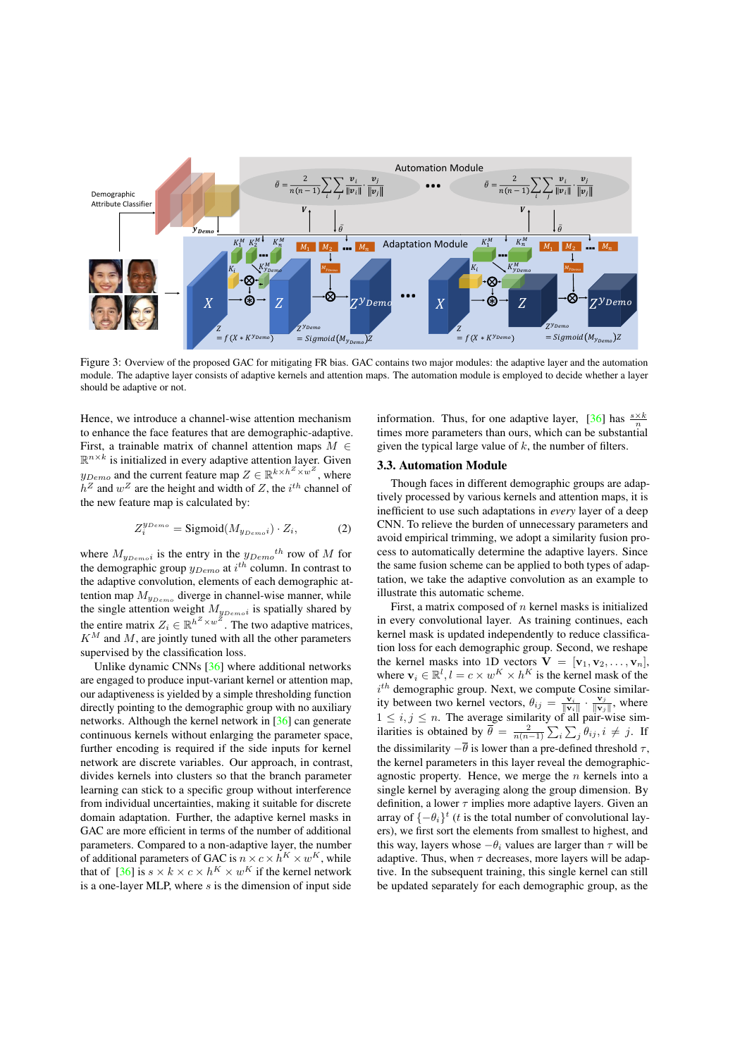Figure 3: Overview of the proposed GAC for mitigating FR bias. GAC contains two major modules: the adaptive layer and the automation module. The adaptive layer consists of adaptive kernels and attention maps. The automation module is employed to decide whether a layer should be adaptive or not.

Hence, we introduce a channel-wise attention mechanism to enhance the face features that are demographic-adaptive. First, a trainable matrix of channel attention maps $M \in \mathbb{R}^{n \times k}$ is initialized in every adaptive attention layer. Given $y_{Demo}$ and the current feature map $Z \in \mathbb{R}^{k \times h^Z \times w^Z}$, where $h^Z$ and $w^Z$ are the height and width of $Z$, the $i^{th}$ channel of the new feature map is calculated by:

$$Z_i^{y_{Demo}} = \text{Sigmoid}(M_{y_{Demo}i}) \cdot Z_i, \tag{2}$$

where $M_{y_{Demo}i}$ is the entry in the $y_{Demo}{}^{th}$ row of $M$ for the demographic group $y_{Demo}$ at $i^{th}$ column. In contrast to the adaptive convolution, elements of each demographic attention map $M_{y_{Demo}}$ diverge in channel-wise manner, while the single attention weight $M_{y_{Demo}i}$ is spatially shared by the entire matrix $Z_i \in \mathbb{R}^{h^Z \times w^Z}$. The two adaptive matrices, $K^M$ and $M$, are jointly tuned with all the other parameters supervised by the classification loss.

Unlike dynamic CNNs [36] where additional networks are engaged to produce input-variant kernel or attention map, our adaptiveness is yielded by a simple thresholding function directly pointing to the demographic group with no auxiliary networks. Although the kernel network in [36] can generate continuous kernels without enlarging the parameter space, further encoding is required if the side inputs for kernel network are discrete variables. Our approach, in contrast, divides kernels into clusters so that the branch parameter learning can stick to a specific group without interference from individual uncertainties, making it suitable for discrete domain adaptation. Further, the adaptive kernel masks in GAC are more efficient in terms of the number of additional parameters. Compared to a non-adaptive layer, the number of additional parameters of GAC is $n \times c \times h^K \times w^K$, while that of [36] is $s \times k \times c \times h^K \times w^K$ if the kernel network is a one-layer MLP, where $s$ is the dimension of input side information. Thus, for one adaptive layer, [36] has $\frac{s \times k}{n}$ times more parameters than ours, which can be substantial given the typical large value of $k$, the number of filters.

### 3.3. Automation Module

Though faces in different demographic groups are adaptively processed by various kernels and attention maps, it is inefficient to use such adaptations in *every* layer of a deep CNN. To relieve the burden of unnecessary parameters and avoid empirical trimming, we adopt a similarity fusion process to automatically determine the adaptive layers. Since the same fusion scheme can be applied to both types of adaptation, we take the adaptive convolution as an example to illustrate this automatic scheme.

First, a matrix composed of $n$ kernel masks is initialized in every convolutional layer. As training continues, each kernel mask is updated independently to reduce classification loss for each demographic group. Second, we reshape the kernel masks into 1D vectors $\mathbf{V} = [\mathbf{v}_1, \mathbf{v}_2, \ldots, \mathbf{v}_n]$, where $\mathbf{v}_i \in \mathbb{R}^l, l = c \times w^K \times h^K$ is the kernel mask of the $i^{th}$ demographic group. Next, we compute Cosine similarity between two kernel vectors, $\theta_{ij} = \frac{\mathbf{v}_i}{\|\mathbf{v}_i\|} \cdot \frac{\mathbf{v}_j}{\|\mathbf{v}_j\|}$, where $1 \leq i, j \leq n$. The average similarity of all pair-wise similarities is obtained by $\overline{\theta} = \frac{2}{n(n-1)} \sum_i \sum_j \theta_{ij}, i \neq j$. If the dissimilarity $-\overline{\theta}$ is lower than a pre-defined threshold $\tau$, the kernel parameters in this layer reveal the demographic-agnostic property. Hence, we merge the $n$ kernels into a single kernel by averaging along the group dimension. By definition, a lower $\tau$ implies more adaptive layers. Given an array of $\{-\theta_i\}^t$ ($t$ is the total number of convolutional layers), we first sort the elements from smallest to highest, and this way, layers whose $-\theta_i$ values are larger than $\tau$ will be adaptive. Thus, when $\tau$ decreases, more layers will be adaptive. In the subsequent training, this single kernel can still be updated separately for each demographic group, as the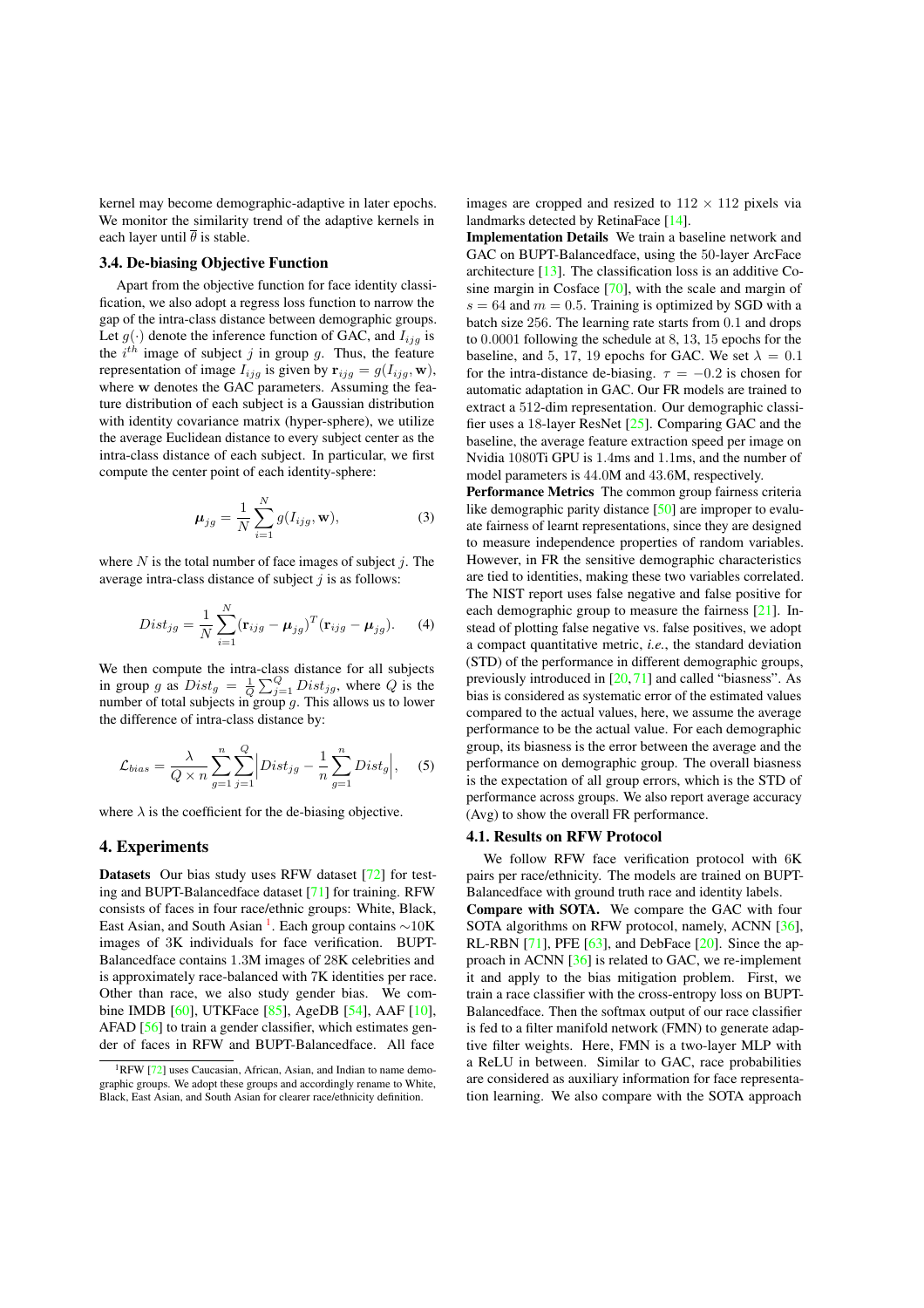kernel may become demographic-adaptive in later epochs. We monitor the similarity trend of the adaptive kernels in each layer until $\overline{\theta}$ is stable.

### 3.4. De-biasing Objective Function

Apart from the objective function for face identity classification, we also adopt a regress loss function to narrow the gap of the intra-class distance between demographic groups. Let $g(\cdot)$ denote the inference function of GAC, and $I_{ijg}$ is the $i^{th}$ image of subject $j$ in group $g$. Thus, the feature representation of image $I_{ijg}$ is given by $\mathbf{r}_{ijg} = g(I_{ijg}, \mathbf{w})$, where $\mathbf{w}$ denotes the GAC parameters. Assuming the feature distribution of each subject is a Gaussian distribution with identity covariance matrix (hyper-sphere), we utilize the average Euclidean distance to every subject center as the intra-class distance of each subject. In particular, we first compute the center point of each identity-sphere:

$$\boldsymbol{\mu}_{jg} = \frac{1}{N}\sum_{i=1}^{N} g(I_{ijg}, \mathbf{w}), \tag{3}$$

where $N$ is the total number of face images of subject $j$. The average intra-class distance of subject $j$ is as follows:

$$Dist_{jg} = \frac{1}{N}\sum_{i=1}^{N}(\mathbf{r}_{ijg} - \boldsymbol{\mu}_{jg})^T(\mathbf{r}_{ijg} - \boldsymbol{\mu}_{jg}). \tag{4}$$

We then compute the intra-class distance for all subjects in group $g$ as $Dist_g = \frac{1}{Q}\sum_{j=1}^{Q} Dist_{jg}$, where $Q$ is the number of total subjects in group $g$. This allows us to lower the difference of intra-class distance by:

$$\mathcal{L}_{bias} = \frac{\lambda}{Q \times n}\sum_{g=1}^{n}\sum_{j=1}^{Q}\Big|Dist_{jg} - \frac{1}{n}\sum_{g=1}^{n} Dist_g\Big|, \tag{5}$$

where $\lambda$ is the coefficient for the de-biasing objective.

## 4. Experiments

**Datasets** Our bias study uses RFW dataset [72] for testing and BUPT-Balancedface dataset [71] for training. RFW consists of faces in four race/ethnic groups: White, Black, East Asian, and South Asian [1]. Each group contains ∼10K images of 3K individuals for face verification. BUPT-Balancedface contains 1.3M images of 28K celebrities and is approximately race-balanced with 7K identities per race. Other than race, we also study gender bias. We combine IMDB [60], UTKFace [85], AgeDB [54], AAF [10], AFAD [56] to train a gender classifier, which estimates gender of faces in RFW and BUPT-Balancedface. All face images are cropped and resized to $112 \times 112$ pixels via landmarks detected by RetinaFace [14].

**Implementation Details** We train a baseline network and GAC on BUPT-Balancedface, using the 50-layer ArcFace architecture [13]. The classification loss is an additive Cosine margin in Cosface [70], with the scale and margin of $s = 64$ and $m = 0.5$. Training is optimized by SGD with a batch size 256. The learning rate starts from 0.1 and drops to 0.0001 following the schedule at 8, 13, 15 epochs for the baseline, and 5, 17, 19 epochs for GAC. We set $\lambda = 0.1$ for the intra-distance de-biasing. $\tau = -0.2$ is chosen for automatic adaptation in GAC. Our FR models are trained to extract a 512-dim representation. Our demographic classifier uses a 18-layer ResNet [25]. Comparing GAC and the baseline, the average feature extraction speed per image on Nvidia 1080Ti GPU is 1.4ms and 1.1ms, and the number of model parameters is 44.0M and 43.6M, respectively.

**Performance Metrics** The common group fairness criteria like demographic parity distance [50] are improper to evaluate fairness of learnt representations, since they are designed to measure independence properties of random variables. However, in FR the sensitive demographic characteristics are tied to identities, making these two variables correlated. The NIST report uses false negative and false positive for each demographic group to measure the fairness [21]. Instead of plotting false negative vs. false positives, we adopt a compact quantitative metric, *i.e.*, the standard deviation (STD) of the performance in different demographic groups, previously introduced in [20, 71] and called "biasness". As bias is considered as systematic error of the estimated values compared to the actual values, here, we assume the average performance to be the actual value. For each demographic group, its biasness is the error between the average and the performance on demographic group. The overall biasness is the expectation of all group errors, which is the STD of performance across groups. We also report average accuracy (Avg) to show the overall FR performance.

### 4.1. Results on RFW Protocol

We follow RFW face verification protocol with 6K pairs per race/ethnicity. The models are trained on BUPT-Balancedface with ground truth race and identity labels.

**Compare with SOTA.** We compare the GAC with four SOTA algorithms on RFW protocol, namely, ACNN [36], RL-RBN [71], PFE [63], and DebFace [20]. Since the approach in ACNN [36] is related to GAC, we re-implement it and apply to the bias mitigation problem. First, we train a race classifier with the cross-entropy loss on BUPT-Balancedface. Then the softmax output of our race classifier is fed to a filter manifold network (FMN) to generate adaptive filter weights. Here, FMN is a two-layer MLP with a ReLU in between. Similar to GAC, race probabilities are considered as auxiliary information for face representation learning. We also compare with the SOTA approach

[1] RFW [72] uses Caucasian, African, Asian, and Indian to name demographic groups. We adopt these groups and accordingly rename to White, Black, East Asian, and South Asian for clearer race/ethnicity definition.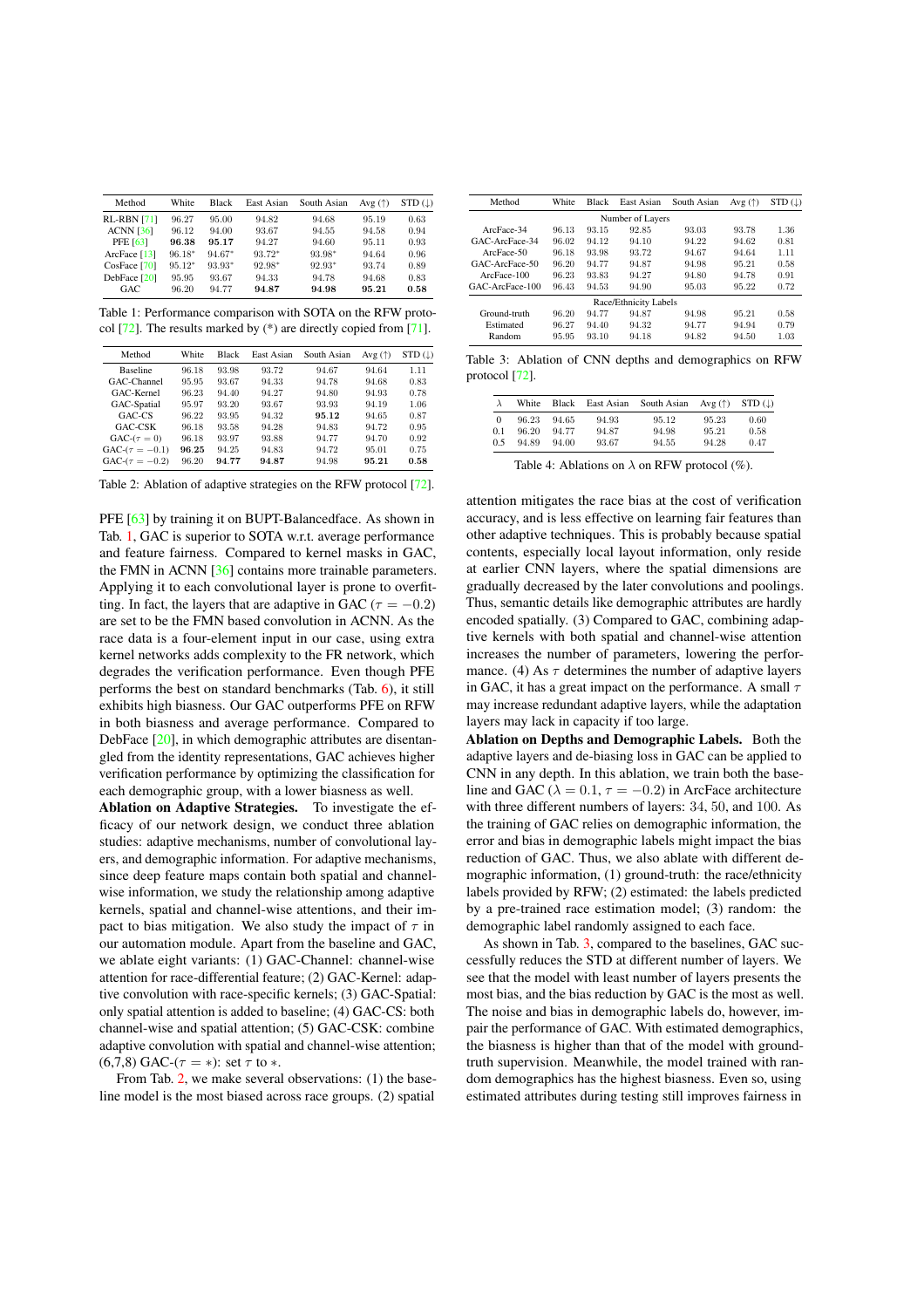| Method | White | Black | East Asian | South Asian | Avg (↑) | STD (↓) |
|---|---|---|---|---|---|---|
| RL-RBN [71] | 96.27 | 95.00 | 94.82 | 94.68 | 95.19 | 0.63 |
| ACNN [36] | 96.12 | 94.00 | 93.67 | 94.55 | 94.58 | 0.94 |
| PFE [63] | **96.38** | **95.17** | 94.27 | 94.60 | 95.11 | 0.93 |
| ArcFace [13] | 96.18* | 94.67* | 93.72* | 93.98* | 94.64 | 0.96 |
| CosFace [70] | 95.12* | 93.93* | 92.98* | 92.93* | 93.74 | 0.89 |
| DebFace [20] | 95.95 | 93.67 | 94.33 | 94.78 | 94.68 | 0.83 |
| GAC | 96.20 | 94.77 | **94.87** | **94.98** | **95.21** | **0.58** |

Table 1: Performance comparison with SOTA on the RFW protocol [72]. The results marked by (*) are directly copied from [71].

| Method | White | Black | East Asian | South Asian | Avg (↑) | STD (↓) |
|---|---|---|---|---|---|---|
| Baseline | 96.18 | 93.98 | 93.72 | 94.67 | 94.64 | 1.11 |
| GAC-Channel | 95.95 | 93.67 | 94.33 | 94.78 | 94.68 | 0.83 |
| GAC-Kernel | 96.23 | 94.40 | 94.27 | 94.80 | 94.93 | 0.78 |
| GAC-Spatial | 95.97 | 93.20 | 93.67 | 93.93 | 94.19 | 1.06 |
| GAC-CS | 96.22 | 93.95 | 94.32 | **95.12** | 94.65 | 0.87 |
| GAC-CSK | 96.18 | 93.58 | 94.28 | 94.83 | 94.72 | 0.95 |
| GAC-($\tau = 0$) | 96.18 | 93.97 | 93.88 | 94.77 | 94.70 | 0.92 |
| GAC-($\tau = -0.1$) | **96.25** | 94.25 | 94.83 | 94.72 | 95.01 | 0.75 |
| GAC-($\tau = -0.2$) | 96.20 | **94.77** | **94.87** | 94.98 | **95.21** | **0.58** |

Table 2: Ablation of adaptive strategies on the RFW protocol [72].

PFE [63] by training it on BUPT-Balancedface. As shown in Tab. 1, GAC is superior to SOTA w.r.t. average performance and feature fairness. Compared to kernel masks in GAC, the FMN in ACNN [36] contains more trainable parameters. Applying it to each convolutional layer is prone to overfitting. In fact, the layers that are adaptive in GAC ($\tau = -0.2$) are set to be the FMN based convolution in ACNN. As the race data is a four-element input in our case, using extra kernel networks adds complexity to the FR network, which degrades the verification performance. Even though PFE performs the best on standard benchmarks (Tab. 6), it still exhibits high biasness. Our GAC outperforms PFE on RFW in both biasness and average performance. Compared to DebFace [20], in which demographic attributes are disentangled from the identity representations, GAC achieves higher verification performance by optimizing the classification for each demographic group, with a lower biasness as well.

**Ablation on Adaptive Strategies.** To investigate the efficacy of our network design, we conduct three ablation studies: adaptive mechanisms, number of convolutional layers, and demographic information. For adaptive mechanisms, since deep feature maps contain both spatial and channel-wise information, we study the relationship among adaptive kernels, spatial and channel-wise attentions, and their impact to bias mitigation. We also study the impact of $\tau$ in our automation module. Apart from the baseline and GAC, we ablate eight variants: (1) GAC-Channel: channel-wise attention for race-differential feature; (2) GAC-Kernel: adaptive convolution with race-specific kernels; (3) GAC-Spatial: only spatial attention is added to baseline; (4) GAC-CS: both channel-wise and spatial attention; (5) GAC-CSK: combine adaptive convolution with spatial and channel-wise attention; (6,7,8) GAC-($\tau = *$): set $\tau$ to $*$.

From Tab. 2, we make several observations: (1) the baseline model is the most biased across race groups. (2) spatial attention mitigates the race bias at the cost of verification accuracy, and is less effective on learning fair features than other adaptive techniques. This is probably because spatial contents, especially local layout information, only reside at earlier CNN layers, where the spatial dimensions are gradually decreased by the later convolutions and poolings. Thus, semantic details like demographic attributes are hardly encoded spatially. (3) Compared to GAC, combining adaptive kernels with both spatial and channel-wise attention increases the number of parameters, lowering the performance. (4) As $\tau$ determines the number of adaptive layers in GAC, it has a great impact on the performance. A small $\tau$ may increase redundant adaptive layers, while the adaptation layers may lack in capacity if too large.

| Method | White | Black | East Asian | South Asian | Avg (↑) | STD (↓) |
|---|---|---|---|---|---|---|
| Number of Layers | | | | | | |
| ArcFace-34 | 96.13 | 93.15 | 92.85 | 93.03 | 93.78 | 1.36 |
| GAC-ArcFace-34 | 96.02 | 94.12 | 94.10 | 94.22 | 94.62 | 0.81 |
| ArcFace-50 | 96.18 | 93.98 | 93.72 | 94.67 | 94.64 | 1.11 |
| GAC-ArcFace-50 | 96.20 | 94.77 | 94.87 | 94.98 | 95.21 | 0.58 |
| ArcFace-100 | 96.23 | 93.83 | 94.27 | 94.80 | 94.78 | 0.91 |
| GAC-ArcFace-100 | 96.43 | 94.53 | 94.90 | 95.03 | 95.22 | 0.72 |
| Race/Ethnicity Labels | | | | | | |
| Ground-truth | 96.20 | 94.77 | 94.87 | 94.98 | 95.21 | 0.58 |
| Estimated | 96.27 | 94.40 | 94.32 | 94.77 | 94.94 | 0.79 |
| Random | 95.95 | 93.10 | 94.18 | 94.82 | 94.50 | 1.03 |

Table 3: Ablation of CNN depths and demographics on RFW protocol [72].

| $\lambda$ | White | Black | East Asian | South Asian | Avg (↑) | STD (↓) |
|---|---|---|---|---|---|---|
| 0 | 96.23 | 94.65 | 94.93 | 95.12 | 95.23 | 0.60 |
| 0.1 | 96.20 | 94.77 | 94.87 | 94.98 | 95.21 | 0.58 |
| 0.5 | 94.89 | 94.00 | 93.67 | 94.55 | 94.28 | 0.47 |

Table 4: Ablations on $\lambda$ on RFW protocol (%).

**Ablation on Depths and Demographic Labels.** Both the adaptive layers and de-biasing loss in GAC can be applied to CNN in any depth. In this ablation, we train both the baseline and GAC ($\lambda = 0.1$, $\tau = -0.2$) in ArcFace architecture with three different numbers of layers: 34, 50, and 100. As the training of GAC relies on demographic information, the error and bias in demographic labels might impact the bias reduction of GAC. Thus, we also ablate with different demographic information, (1) ground-truth: the race/ethnicity labels provided by RFW; (2) estimated: the labels predicted by a pre-trained race estimation model; (3) random: the demographic label randomly assigned to each face.

As shown in Tab. 3, compared to the baselines, GAC successfully reduces the STD at different number of layers. We see that the model with least number of layers presents the most bias, and the bias reduction by GAC is the most as well. The noise and bias in demographic labels do, however, impair the performance of GAC. With estimated demographics, the biasness is higher than that of the model with ground-truth supervision. Meanwhile, the model trained with random demographics has the highest biasness. Even so, using estimated attributes during testing still improves fairness in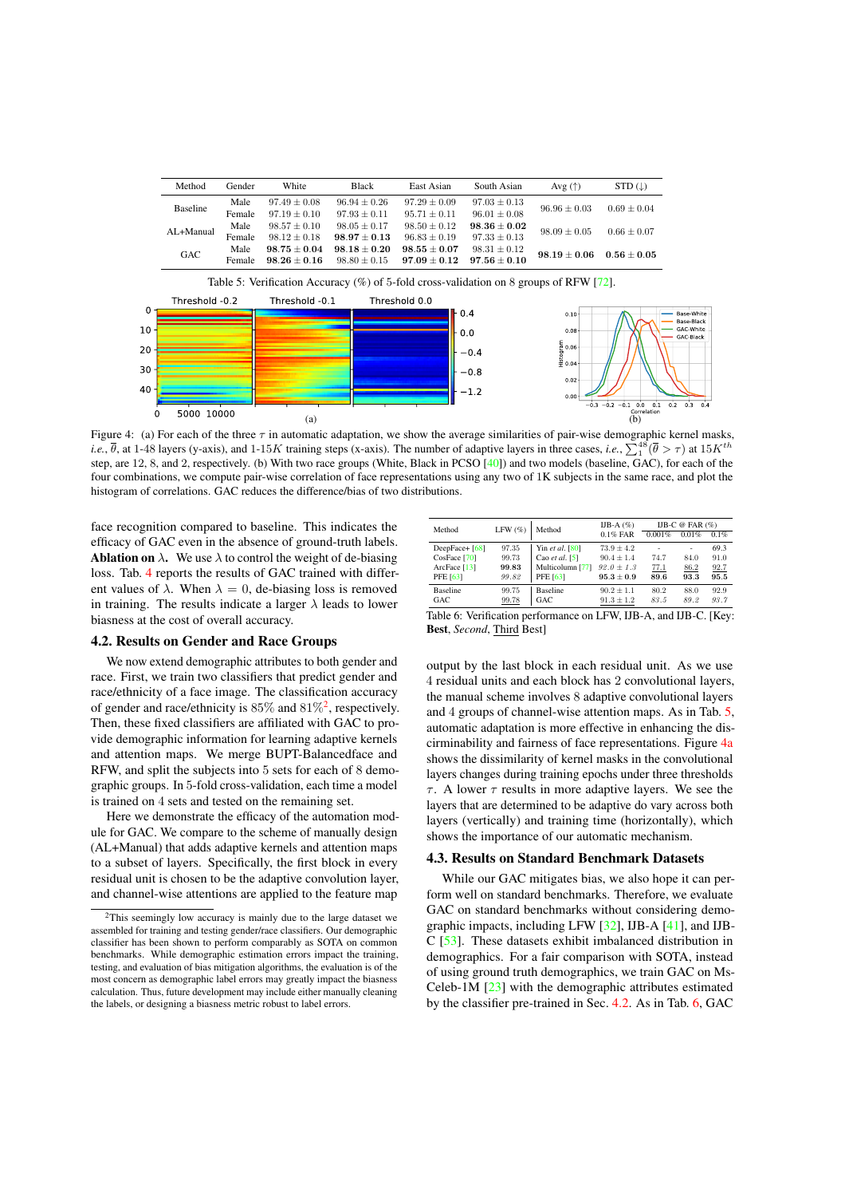| Method | Gender | White | Black | East Asian | South Asian | Avg (↑) | STD (↓) |
|---|---|---|---|---|---|---|---|
| Baseline | Male | $97.49 \pm 0.08$ | $96.94 \pm 0.26$ | $97.29 \pm 0.09$ | $97.03 \pm 0.13$ | $96.96 \pm 0.03$ | $0.69 \pm 0.04$ |
| | Female | $97.19 \pm 0.10$ | $97.93 \pm 0.11$ | $95.71 \pm 0.11$ | $96.01 \pm 0.08$ | | |
| AL+Manual | Male | $98.57 \pm 0.10$ | $98.05 \pm 0.17$ | $98.50 \pm 0.12$ | $\mathbf{98.36 \pm 0.02}$ | $98.09 \pm 0.05$ | $0.66 \pm 0.07$ |
| | Female | $98.12 \pm 0.18$ | $\mathbf{98.97 \pm 0.13}$ | $96.83 \pm 0.19$ | $97.33 \pm 0.13$ | | |
| GAC | Male | $\mathbf{98.75 \pm 0.04}$ | $\mathbf{98.18 \pm 0.20}$ | $\mathbf{98.55 \pm 0.07}$ | $98.31 \pm 0.12$ | $\mathbf{98.19 \pm 0.06}$ | $\mathbf{0.56 \pm 0.05}$ |
| | Female | $\mathbf{98.26 \pm 0.16}$ | $98.80 \pm 0.15$ | $\mathbf{97.09 \pm 0.12}$ | $\mathbf{97.56 \pm 0.10}$ | | |

Table 5: Verification Accuracy (%) of 5-fold cross-validation on 8 groups of RFW [72].

Figure 4: (a) For each of the three $\tau$ in automatic adaptation, we show the average similarities of pair-wise demographic kernel masks, *i.e.*, $\overline{\theta}$, at 1-48 layers (y-axis), and 1-15K training steps (x-axis). The number of adaptive layers in three cases, *i.e.*, $\sum_1^{48}(\overline{\theta} > \tau)$ at $15K^{th}$ step, are 12, 8, and 2, respectively. (b) With two race groups (White, Black in PCSO [40]) and two models (baseline, GAC), for each of the four combinations, we compute pair-wise correlation of face representations using any two of 1K subjects in the same race, and plot the histogram of correlations. GAC reduces the difference/bias of two distributions.

face recognition compared to baseline. This indicates the efficacy of GAC even in the absence of ground-truth labels.

**Ablation on $\lambda$.** We use $\lambda$ to control the weight of de-biasing loss. Tab. 4 reports the results of GAC trained with different values of $\lambda$. When $\lambda = 0$, de-biasing loss is removed in training. The results indicate a larger $\lambda$ leads to lower biasness at the cost of overall accuracy.

### 4.2. Results on Gender and Race Groups

We now extend demographic attributes to both gender and race. First, we train two classifiers that predict gender and race/ethnicity of a face image. The classification accuracy of gender and race/ethnicity is 85% and 81%[2], respectively. Then, these fixed classifiers are affiliated with GAC to provide demographic information for learning adaptive kernels and attention maps. We merge BUPT-Balancedface and RFW, and split the subjects into 5 sets for each of 8 demographic groups. In 5-fold cross-validation, each time a model is trained on 4 sets and tested on the remaining set.

Here we demonstrate the efficacy of the automation module for GAC. We compare to the scheme of manually design (AL+Manual) that adds adaptive kernels and attention maps to a subset of layers. Specifically, the first block in every residual unit is chosen to be the adaptive convolution layer, and channel-wise attentions are applied to the feature map output by the last block in each residual unit. As we use 4 residual units and each block has 2 convolutional layers, the manual scheme involves 8 adaptive convolutional layers and 4 groups of channel-wise attention maps. As in Tab. 5, automatic adaptation is more effective in enhancing the discriminability and fairness of face representations. Figure 4a shows the dissimilarity of kernel masks in the convolutional layers changes during training epochs under three thresholds $\tau$. A lower $\tau$ results in more adaptive layers. We see the layers that are determined to be adaptive do vary across both layers (vertically) and training time (horizontally), which shows the importance of our automatic mechanism.

[2]This seemingly low accuracy is mainly due to the large dataset we assembled for training and testing gender/race classifiers. Our demographic classifier has been shown to perform comparably as SOTA on common benchmarks. While demographic estimation errors impact the training, testing, and evaluation of bias mitigation algorithms, the evaluation is of the most concern as demographic label errors may greatly impact the biasness calculation. Thus, future development may include either manually cleaning the labels, or designing a biasness metric robust to label errors.

| Method | LFW (%) | Method | IJB-A (%) | IJB-C @ FAR (%) | | |
|---|---|---|---|---|---|---|
| | | | 0.1% FAR | 0.001% | 0.01% | 0.1% |
| DeepFace+ [68] | 97.35 | Yin *et al.* [80] | $73.9 \pm 4.2$ | - | - | 69.3 |
| CosFace [70] | 99.73 | Cao *et al.* [5] | $90.4 \pm 1.4$ | 74.7 | 84.0 | 91.0 |
| ArcFace [13] | **99.83** | Multicolumn [77] | *$92.0 \pm 1.3$* | <u>77.1</u> | <u>86.2</u> | <u>92.7</u> |
| PFE [63] | *99.82* | PFE [63] | $\mathbf{95.3 \pm 0.9}$ | **89.6** | **93.3** | **95.5** |
| Baseline | 99.75 | Baseline | $90.2 \pm 1.1$ | 80.2 | 88.0 | 92.9 |
| GAC | <u>99.78</u> | GAC | <u>$91.3 \pm 1.2$</u> | *83.5* | *89.2* | *93.7* |

Table 6: Verification performance on LFW, IJB-A, and IJB-C. [Key: **Best**, *Second*, <u>Third</u> Best]

### 4.3. Results on Standard Benchmark Datasets

While our GAC mitigates bias, we also hope it can perform well on standard benchmarks. Therefore, we evaluate GAC on standard benchmarks without considering demographic impacts, including LFW [32], IJB-A [41], and IJB-C [53]. These datasets exhibit imbalanced distribution in demographics. For a fair comparison with SOTA, instead of using ground truth demographics, we train GAC on Ms-Celeb-1M [23] with the demographic attributes estimated by the classifier pre-trained in Sec. 4.2. As in Tab. 6, GAC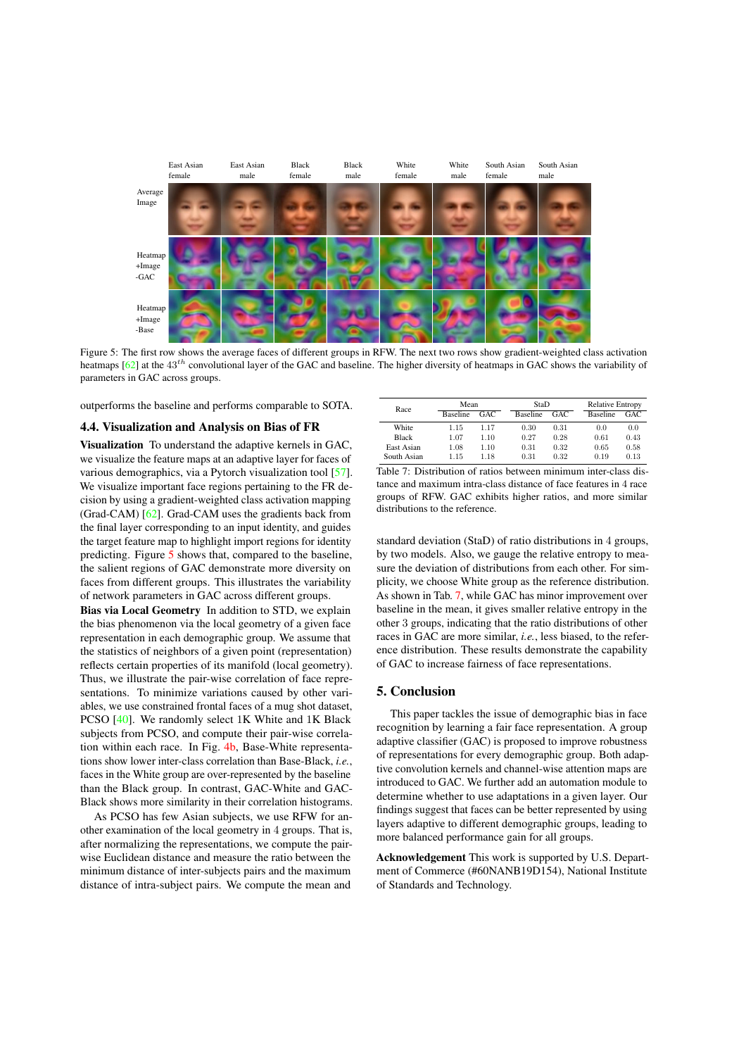Figure 5: The first row shows the average faces of different groups in RFW. The next two rows show gradient-weighted class activation heatmaps [62] at the $43^{th}$ convolutional layer of the GAC and baseline. The higher diversity of heatmaps in GAC shows the variability of parameters in GAC across different groups.

outperforms the baseline and performs comparable to SOTA.

### 4.4. Visualization and Analysis on Bias of FR

**Visualization** To understand the adaptive kernels in GAC, we visualize the feature maps at an adaptive layer for faces of various demographics, via a Pytorch visualization tool [57]. We visualize important face regions pertaining to the FR decision by using a gradient-weighted class activation mapping (Grad-CAM) [62]. Grad-CAM uses the gradients back from the final layer corresponding to an input identity, and guides the target feature map to highlight import regions for identity predicting. Figure 5 shows that, compared to the baseline, the salient regions of GAC demonstrate more diversity on faces from different groups. This illustrates the variability of network parameters in GAC across different groups.

**Bias via Local Geometry** In addition to STD, we explain the bias phenomenon via the local geometry of a given face representation in each demographic group. We assume that the statistics of neighbors of a given point (representation) reflects certain properties of its manifold (local geometry). Thus, we illustrate the pair-wise correlation of face representations. To minimize variations caused by other variables, we use constrained frontal faces of a mug shot dataset, PCSO [40]. We randomly select 1K White and 1K Black subjects from PCSO, and compute their pair-wise correlation within each race. In Fig. 4b, Base-White representations show lower inter-class correlation than Base-Black, *i.e.*, faces in the White group are over-represented by the baseline than the Black group. In contrast, GAC-White and GAC-Black shows more similarity in their correlation histograms.

As PCSO has few Asian subjects, we use RFW for another examination of the local geometry in 4 groups. That is, after normalizing the representations, we compute the pair-wise Euclidean distance and measure the ratio between the minimum distance of inter-subjects pairs and the maximum distance of intra-subject pairs. We compute the mean and

| Race | Mean | | StaD | | Relative Entropy | |
|---|---|---|---|---|---|---|
| | Baseline | GAC | Baseline | GAC | Baseline | GAC |
| White | 1.15 | 1.17 | 0.30 | 0.31 | 0.0 | 0.0 |
| Black | 1.07 | 1.10 | 0.27 | 0.28 | 0.61 | 0.43 |
| East Asian | 1.08 | 1.10 | 0.31 | 0.32 | 0.65 | 0.58 |
| South Asian | 1.15 | 1.18 | 0.31 | 0.32 | 0.19 | 0.13 |

Table 7: Distribution of ratios between minimum inter-class distance and maximum intra-class distance of face features in 4 race groups of RFW. GAC exhibits higher ratios, and more similar distributions to the reference.

standard deviation (StaD) of ratio distributions in 4 groups, by two models. Also, we gauge the relative entropy to measure the deviation of distributions from each other. For simplicity, we choose White group as the reference distribution. As shown in Tab. 7, while GAC has minor improvement over baseline in the mean, it gives smaller relative entropy in the other 3 groups, indicating that the ratio distributions of other races in GAC are more similar, *i.e.*, less biased, to the reference distribution. These results demonstrate the capability of GAC to increase fairness of face representations.

## 5. Conclusion

This paper tackles the issue of demographic bias in face recognition by learning a fair face representation. A group adaptive classifier (GAC) is proposed to improve robustness of representations for every demographic group. Both adaptive convolution kernels and channel-wise attention maps are introduced to GAC. We further add an automation module to determine whether to use adaptations in a given layer. Our findings suggest that faces can be better represented by using layers adaptive to different demographic groups, leading to more balanced performance gain for all groups.

**Acknowledgement** This work is supported by U.S. Department of Commerce (#60NANB19D154), National Institute of Standards and Technology.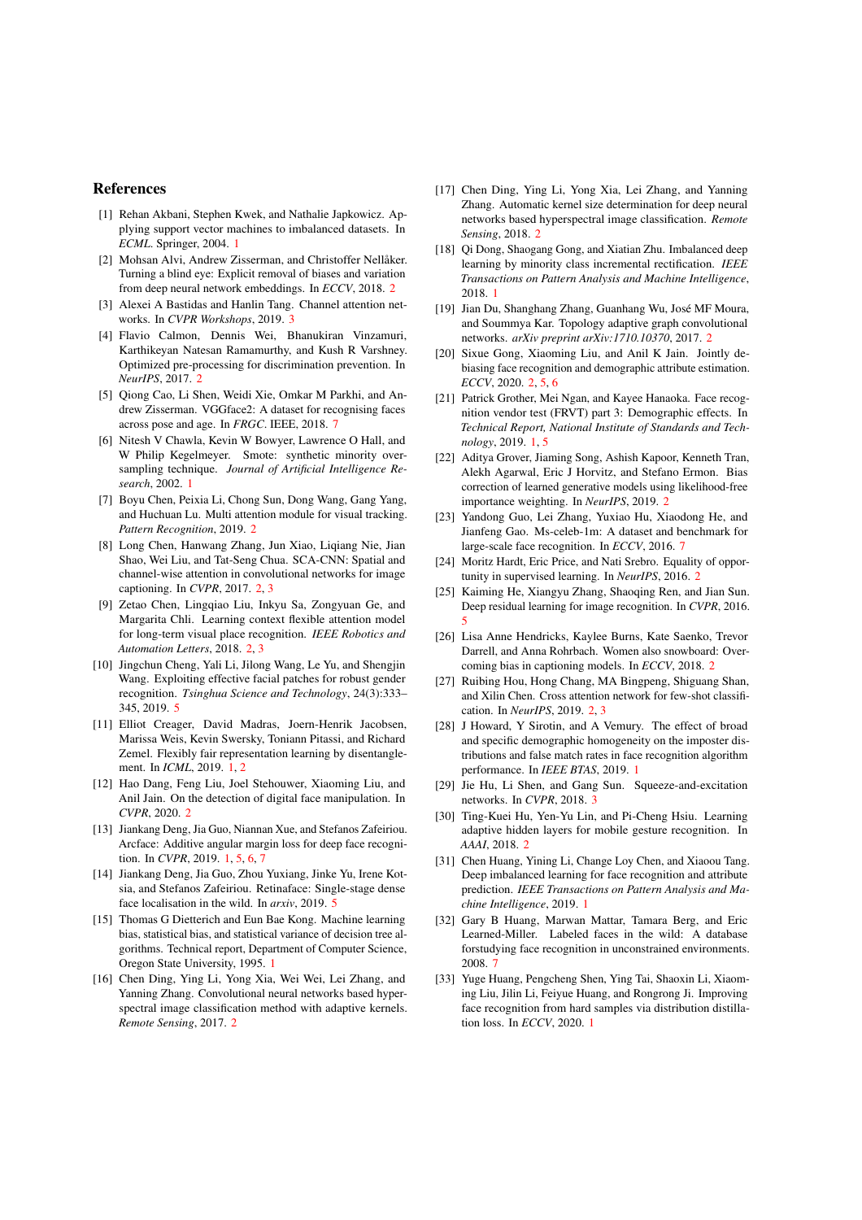## References

[1] Rehan Akbani, Stephen Kwek, and Nathalie Japkowicz. Applying support vector machines to imbalanced datasets. In *ECML*. Springer, 2004. 1

[2] Mohsan Alvi, Andrew Zisserman, and Christoffer Nellåker. Turning a blind eye: Explicit removal of biases and variation from deep neural network embeddings. In *ECCV*, 2018. 2

[3] Alexei A Bastidas and Hanlin Tang. Channel attention networks. In *CVPR Workshops*, 2019. 3

[4] Flavio Calmon, Dennis Wei, Bhanukiran Vinzamuri, Karthikeyan Natesan Ramamurthy, and Kush R Varshney. Optimized pre-processing for discrimination prevention. In *NeurIPS*, 2017. 2

[5] Qiong Cao, Li Shen, Weidi Xie, Omkar M Parkhi, and Andrew Zisserman. VGGface2: A dataset for recognising faces across pose and age. In *FRGC*. IEEE, 2018. 7

[6] Nitesh V Chawla, Kevin W Bowyer, Lawrence O Hall, and W Philip Kegelmeyer. Smote: synthetic minority over-sampling technique. *Journal of Artificial Intelligence Research*, 2002. 1

[7] Boyu Chen, Peixia Li, Chong Sun, Dong Wang, Gang Yang, and Huchuan Lu. Multi attention module for visual tracking. *Pattern Recognition*, 2019. 2

[8] Long Chen, Hanwang Zhang, Jun Xiao, Liqiang Nie, Jian Shao, Wei Liu, and Tat-Seng Chua. SCA-CNN: Spatial and channel-wise attention in convolutional networks for image captioning. In *CVPR*, 2017. 2, 3

[9] Zetao Chen, Lingqiao Liu, Inkyu Sa, Zongyuan Ge, and Margarita Chli. Learning context flexible attention model for long-term visual place recognition. *IEEE Robotics and Automation Letters*, 2018. 2, 3

[10] Jingchun Cheng, Yali Li, Jilong Wang, Le Yu, and Shengjin Wang. Exploiting effective facial patches for robust gender recognition. *Tsinghua Science and Technology*, 24(3):333–345, 2019. 5

[11] Elliot Creager, David Madras, Joern-Henrik Jacobsen, Marissa Weis, Kevin Swersky, Toniann Pitassi, and Richard Zemel. Flexibly fair representation learning by disentanglement. In *ICML*, 2019. 1, 2

[12] Hao Dang, Feng Liu, Joel Stehouwer, Xiaoming Liu, and Anil Jain. On the detection of digital face manipulation. In *CVPR*, 2020. 2

[13] Jiankang Deng, Jia Guo, Niannan Xue, and Stefanos Zafeiriou. Arcface: Additive angular margin loss for deep face recognition. In *CVPR*, 2019. 1, 5, 6, 7

[14] Jiankang Deng, Jia Guo, Zhou Yuxiang, Jinke Yu, Irene Kotsia, and Stefanos Zafeiriou. Retinaface: Single-stage dense face localisation in the wild. In *arxiv*, 2019. 5

[15] Thomas G Dietterich and Eun Bae Kong. Machine learning bias, statistical bias, and statistical variance of decision tree algorithms. Technical report, Department of Computer Science, Oregon State University, 1995. 1

[16] Chen Ding, Ying Li, Yong Xia, Wei Wei, Lei Zhang, and Yanning Zhang. Convolutional neural networks based hyperspectral image classification method with adaptive kernels. *Remote Sensing*, 2017. 2

[17] Chen Ding, Ying Li, Yong Xia, Lei Zhang, and Yanning Zhang. Automatic kernel size determination for deep neural networks based hyperspectral image classification. *Remote Sensing*, 2018. 2

[18] Qi Dong, Shaogang Gong, and Xiatian Zhu. Imbalanced deep learning by minority class incremental rectification. *IEEE Transactions on Pattern Analysis and Machine Intelligence*, 2018. 1

[19] Jian Du, Shanghang Zhang, Guanhang Wu, José MF Moura, and Soummya Kar. Topology adaptive graph convolutional networks. *arXiv preprint arXiv:1710.10370*, 2017. 2

[20] Sixue Gong, Xiaoming Liu, and Anil K Jain. Jointly de-biasing face recognition and demographic attribute estimation. *ECCV*, 2020. 2, 5, 6

[21] Patrick Grother, Mei Ngan, and Kayee Hanaoka. Face recognition vendor test (FRVT) part 3: Demographic effects. In *Technical Report, National Institute of Standards and Technology*, 2019. 1, 5

[22] Aditya Grover, Jiaming Song, Ashish Kapoor, Kenneth Tran, Alekh Agarwal, Eric J Horvitz, and Stefano Ermon. Bias correction of learned generative models using likelihood-free importance weighting. In *NeurIPS*, 2019. 2

[23] Yandong Guo, Lei Zhang, Yuxiao Hu, Xiaodong He, and Jianfeng Gao. Ms-celeb-1m: A dataset and benchmark for large-scale face recognition. In *ECCV*, 2016. 7

[24] Moritz Hardt, Eric Price, and Nati Srebro. Equality of opportunity in supervised learning. In *NeurIPS*, 2016. 2

[25] Kaiming He, Xiangyu Zhang, Shaoqing Ren, and Jian Sun. Deep residual learning for image recognition. In *CVPR*, 2016. 5

[26] Lisa Anne Hendricks, Kaylee Burns, Kate Saenko, Trevor Darrell, and Anna Rohrbach. Women also snowboard: Overcoming bias in captioning models. In *ECCV*, 2018. 2

[27] Ruibing Hou, Hong Chang, MA Bingpeng, Shiguang Shan, and Xilin Chen. Cross attention network for few-shot classification. In *NeurIPS*, 2019. 2, 3

[28] J Howard, Y Sirotin, and A Vemury. The effect of broad and specific demographic homogeneity on the imposter distributions and false match rates in face recognition algorithm performance. In *IEEE BTAS*, 2019. 1

[29] Jie Hu, Li Shen, and Gang Sun. Squeeze-and-excitation networks. In *CVPR*, 2018. 3

[30] Ting-Kuei Hu, Yen-Yu Lin, and Pi-Cheng Hsiu. Learning adaptive hidden layers for mobile gesture recognition. In *AAAI*, 2018. 2

[31] Chen Huang, Yining Li, Change Loy Chen, and Xiaoou Tang. Deep imbalanced learning for face recognition and attribute prediction. *IEEE Transactions on Pattern Analysis and Machine Intelligence*, 2019. 1

[32] Gary B Huang, Marwan Mattar, Tamara Berg, and Eric Learned-Miller. Labeled faces in the wild: A database forstudying face recognition in unconstrained environments. 2008. 7

[33] Yuge Huang, Pengcheng Shen, Ying Tai, Shaoxin Li, Xiaoming Liu, Jilin Li, Feiyue Huang, and Rongrong Ji. Improving face recognition from hard samples via distribution distillation loss. In *ECCV*, 2020. 1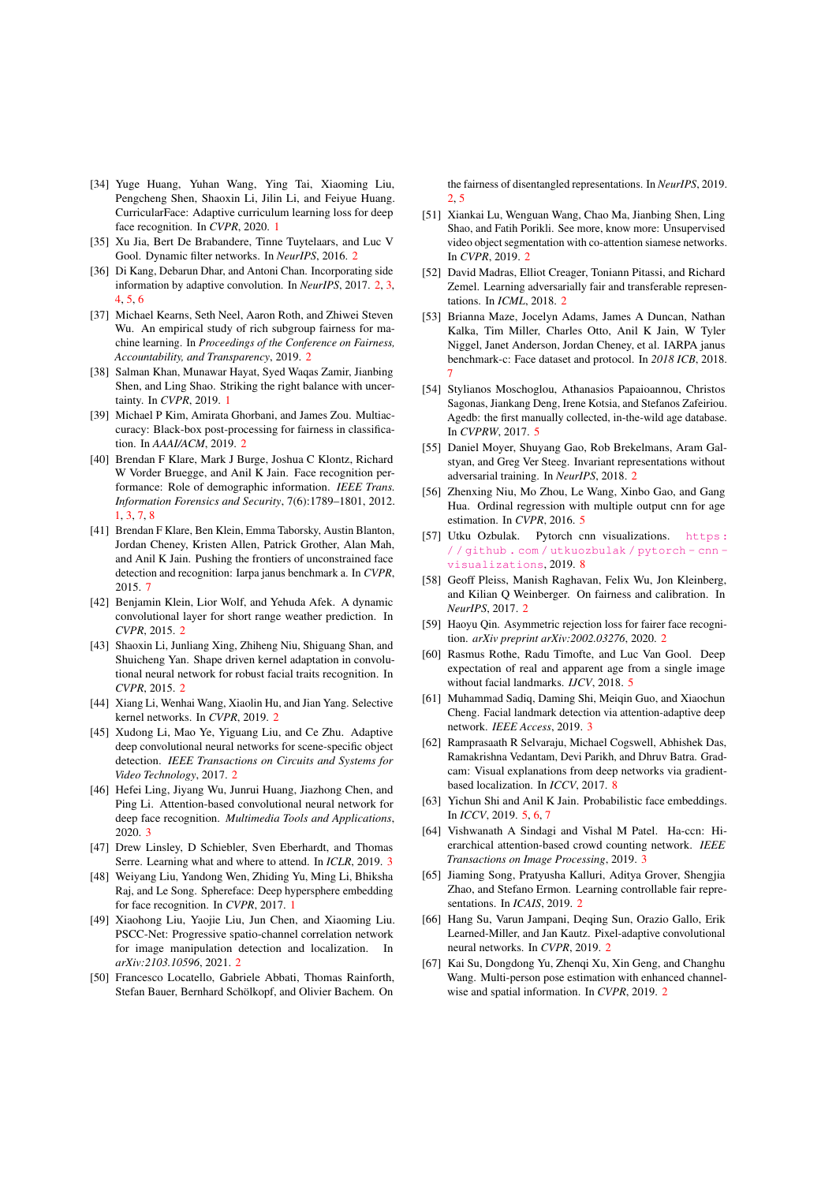[34] Yuge Huang, Yuhan Wang, Ying Tai, Xiaoming Liu, Pengcheng Shen, Shaoxin Li, Jilin Li, and Feiyue Huang. CurricularFace: Adaptive curriculum learning loss for deep face recognition. In *CVPR*, 2020. 1

[35] Xu Jia, Bert De Brabandere, Tinne Tuytelaars, and Luc V Gool. Dynamic filter networks. In *NeurIPS*, 2016. 2

[36] Di Kang, Debarun Dhar, and Antoni Chan. Incorporating side information by adaptive convolution. In *NeurIPS*, 2017. 2, 3, 4, 5, 6

[37] Michael Kearns, Seth Neel, Aaron Roth, and Zhiwei Steven Wu. An empirical study of rich subgroup fairness for machine learning. In *Proceedings of the Conference on Fairness, Accountability, and Transparency*, 2019. 2

[38] Salman Khan, Munawar Hayat, Syed Waqas Zamir, Jianbing Shen, and Ling Shao. Striking the right balance with uncertainty. In *CVPR*, 2019. 1

[39] Michael P Kim, Amirata Ghorbani, and James Zou. Multiaccuracy: Black-box post-processing for fairness in classification. In *AAAI/ACM*, 2019. 2

[40] Brendan F Klare, Mark J Burge, Joshua C Klontz, Richard W Vorder Bruegge, and Anil K Jain. Face recognition performance: Role of demographic information. *IEEE Trans. Information Forensics and Security*, 7(6):1789–1801, 2012. 1, 3, 7, 8

[41] Brendan F Klare, Ben Klein, Emma Taborsky, Austin Blanton, Jordan Cheney, Kristen Allen, Patrick Grother, Alan Mah, and Anil K Jain. Pushing the frontiers of unconstrained face detection and recognition: Iarpa janus benchmark a. In *CVPR*, 2015. 7

[42] Benjamin Klein, Lior Wolf, and Yehuda Afek. A dynamic convolutional layer for short range weather prediction. In *CVPR*, 2015. 2

[43] Shaoxin Li, Junliang Xing, Zhiheng Niu, Shiguang Shan, and Shuicheng Yan. Shape driven kernel adaptation in convolutional neural network for robust facial traits recognition. In *CVPR*, 2015. 2

[44] Xiang Li, Wenhai Wang, Xiaolin Hu, and Jian Yang. Selective kernel networks. In *CVPR*, 2019. 2

[45] Xudong Li, Mao Ye, Yiguang Liu, and Ce Zhu. Adaptive deep convolutional neural networks for scene-specific object detection. *IEEE Transactions on Circuits and Systems for Video Technology*, 2017. 2

[46] Hefei Ling, Jiyang Wu, Junrui Huang, Jiazhong Chen, and Ping Li. Attention-based convolutional neural network for deep face recognition. *Multimedia Tools and Applications*, 2020. 3

[47] Drew Linsley, D Schiebler, Sven Eberhardt, and Thomas Serre. Learning what and where to attend. In *ICLR*, 2019. 3

[48] Weiyang Liu, Yandong Wen, Zhiding Yu, Ming Li, Bhiksha Raj, and Le Song. Sphereface: Deep hypersphere embedding for face recognition. In *CVPR*, 2017. 1

[49] Xiaohong Liu, Yaojie Liu, Jun Chen, and Xiaoming Liu. PSCC-Net: Progressive spatio-channel correlation network for image manipulation detection and localization. In *arXiv:2103.10596*, 2021. 2

[50] Francesco Locatello, Gabriele Abbati, Thomas Rainforth, Stefan Bauer, Bernhard Schölkopf, and Olivier Bachem. On the fairness of disentangled representations. In *NeurIPS*, 2019. 2, 5

[51] Xiankai Lu, Wenguan Wang, Chao Ma, Jianbing Shen, Ling Shao, and Fatih Porikli. See more, know more: Unsupervised video object segmentation with co-attention siamese networks. In *CVPR*, 2019. 2

[52] David Madras, Elliot Creager, Toniann Pitassi, and Richard Zemel. Learning adversarially fair and transferable representations. In *ICML*, 2018. 2

[53] Brianna Maze, Jocelyn Adams, James A Duncan, Nathan Kalka, Tim Miller, Charles Otto, Anil K Jain, W Tyler Niggel, Janet Anderson, Jordan Cheney, et al. IARPA janus benchmark-c: Face dataset and protocol. In *2018 ICB*, 2018. 7

[54] Stylianos Moschoglou, Athanasios Papaioannou, Christos Sagonas, Jiankang Deng, Irene Kotsia, and Stefanos Zafeiriou. Agedb: the first manually collected, in-the-wild age database. In *CVPRW*, 2017. 5

[55] Daniel Moyer, Shuyang Gao, Rob Brekelmans, Aram Galstyan, and Greg Ver Steeg. Invariant representations without adversarial training. In *NeurIPS*, 2018. 2

[56] Zhenxing Niu, Mo Zhou, Le Wang, Xinbo Gao, and Gang Hua. Ordinal regression with multiple output cnn for age estimation. In *CVPR*, 2016. 5

[57] Utku Ozbulak. Pytorch cnn visualizations. https://github.com/utkuozbulak/pytorch-cnn-visualizations, 2019. 8

[58] Geoff Pleiss, Manish Raghavan, Felix Wu, Jon Kleinberg, and Kilian Q Weinberger. On fairness and calibration. In *NeurIPS*, 2017. 2

[59] Haoyu Qin. Asymmetric rejection loss for fairer face recognition. *arXiv preprint arXiv:2002.03276*, 2020. 2

[60] Rasmus Rothe, Radu Timofte, and Luc Van Gool. Deep expectation of real and apparent age from a single image without facial landmarks. *IJCV*, 2018. 5

[61] Muhammad Sadiq, Daming Shi, Meiqin Guo, and Xiaochun Cheng. Facial landmark detection via attention-adaptive deep network. *IEEE Access*, 2019. 3

[62] Ramprasaath R Selvaraju, Michael Cogswell, Abhishek Das, Ramakrishna Vedantam, Devi Parikh, and Dhruv Batra. Grad-cam: Visual explanations from deep networks via gradient-based localization. In *ICCV*, 2017. 8

[63] Yichun Shi and Anil K Jain. Probabilistic face embeddings. In *ICCV*, 2019. 5, 6, 7

[64] Vishwanath A Sindagi and Vishal M Patel. Ha-ccn: Hierarchical attention-based crowd counting network. *IEEE Transactions on Image Processing*, 2019. 3

[65] Jiaming Song, Pratyusha Kalluri, Aditya Grover, Shengjia Zhao, and Stefano Ermon. Learning controllable fair representations. In *ICAIS*, 2019. 2

[66] Hang Su, Varun Jampani, Deqing Sun, Orazio Gallo, Erik Learned-Miller, and Jan Kautz. Pixel-adaptive convolutional neural networks. In *CVPR*, 2019. 2

[67] Kai Su, Dongdong Yu, Zhenqi Xu, Xin Geng, and Changhu Wang. Multi-person pose estimation with enhanced channel-wise and spatial information. In *CVPR*, 2019. 2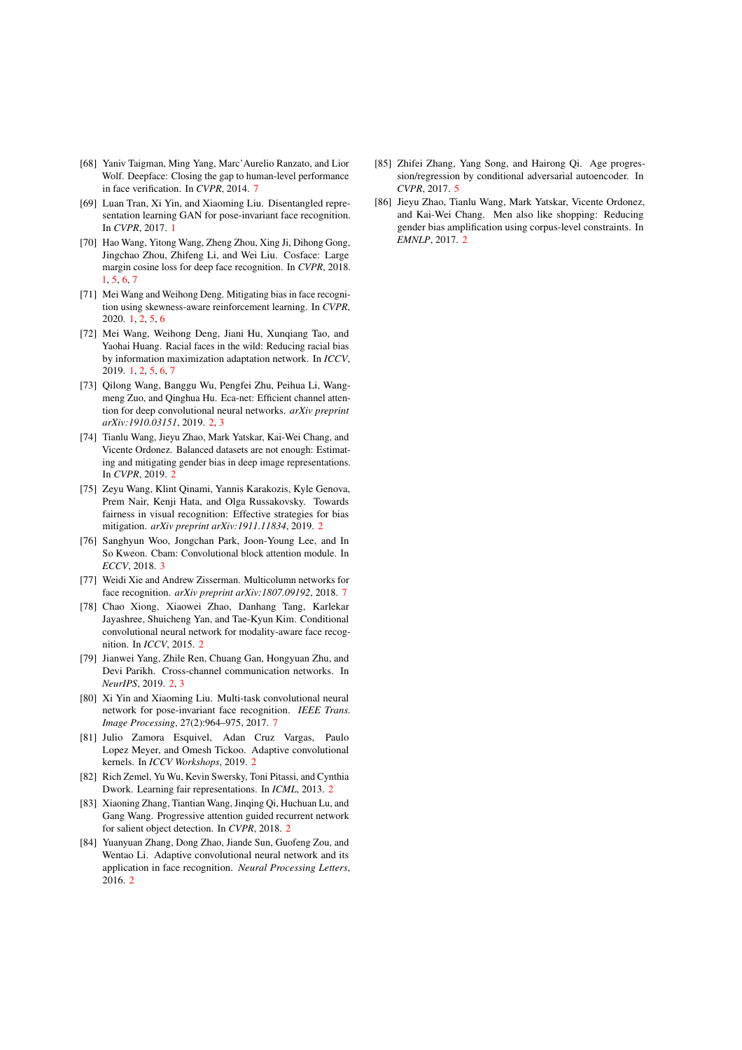[68] Yaniv Taigman, Ming Yang, Marc'Aurelio Ranzato, and Lior Wolf. Deepface: Closing the gap to human-level performance in face verification. In *CVPR*, 2014. 7

[69] Luan Tran, Xi Yin, and Xiaoming Liu. Disentangled representation learning GAN for pose-invariant face recognition. In *CVPR*, 2017. 1

[70] Hao Wang, Yitong Wang, Zheng Zhou, Xing Ji, Dihong Gong, Jingchao Zhou, Zhifeng Li, and Wei Liu. Cosface: Large margin cosine loss for deep face recognition. In *CVPR*, 2018. 1, 5, 6, 7

[71] Mei Wang and Weihong Deng. Mitigating bias in face recognition using skewness-aware reinforcement learning. In *CVPR*, 2020. 1, 2, 5, 6

[72] Mei Wang, Weihong Deng, Jiani Hu, Xunqiang Tao, and Yaohai Huang. Racial faces in the wild: Reducing racial bias by information maximization adaptation network. In *ICCV*, 2019. 1, 2, 5, 6, 7

[73] Qilong Wang, Banggu Wu, Pengfei Zhu, Peihua Li, Wangmeng Zuo, and Qinghua Hu. Eca-net: Efficient channel attention for deep convolutional neural networks. *arXiv preprint arXiv:1910.03151*, 2019. 2, 3

[74] Tianlu Wang, Jieyu Zhao, Mark Yatskar, Kai-Wei Chang, and Vicente Ordonez. Balanced datasets are not enough: Estimating and mitigating gender bias in deep image representations. In *CVPR*, 2019. 2

[75] Zeyu Wang, Klint Qinami, Yannis Karakozis, Kyle Genova, Prem Nair, Kenji Hata, and Olga Russakovsky. Towards fairness in visual recognition: Effective strategies for bias mitigation. *arXiv preprint arXiv:1911.11834*, 2019. 2

[76] Sanghyun Woo, Jongchan Park, Joon-Young Lee, and In So Kweon. Cbam: Convolutional block attention module. In *ECCV*, 2018. 3

[77] Weidi Xie and Andrew Zisserman. Multicolumn networks for face recognition. *arXiv preprint arXiv:1807.09192*, 2018. 7

[78] Chao Xiong, Xiaowei Zhao, Danhang Tang, Karlekar Jayashree, Shuicheng Yan, and Tae-Kyun Kim. Conditional convolutional neural network for modality-aware face recognition. In *ICCV*, 2015. 2

[79] Jianwei Yang, Zhile Ren, Chuang Gan, Hongyuan Zhu, and Devi Parikh. Cross-channel communication networks. In *NeurIPS*, 2019. 2, 3

[80] Xi Yin and Xiaoming Liu. Multi-task convolutional neural network for pose-invariant face recognition. *IEEE Trans. Image Processing*, 27(2):964–975, 2017. 7

[81] Julio Zamora Esquivel, Adan Cruz Vargas, Paulo Lopez Meyer, and Omesh Tickoo. Adaptive convolutional kernels. In *ICCV Workshops*, 2019. 2

[82] Rich Zemel, Yu Wu, Kevin Swersky, Toni Pitassi, and Cynthia Dwork. Learning fair representations. In *ICML*, 2013. 2

[83] Xiaoning Zhang, Tiantian Wang, Jinqing Qi, Huchuan Lu, and Gang Wang. Progressive attention guided recurrent network for salient object detection. In *CVPR*, 2018. 2

[84] Yuanyuan Zhang, Dong Zhao, Jiande Sun, Guofeng Zou, and Wentao Li. Adaptive convolutional neural network and its application in face recognition. *Neural Processing Letters*, 2016. 2

[85] Zhifei Zhang, Yang Song, and Hairong Qi. Age progression/regression by conditional adversarial autoencoder. In *CVPR*, 2017. 5

[86] Jieyu Zhao, Tianlu Wang, Mark Yatskar, Vicente Ordonez, and Kai-Wei Chang. Men also like shopping: Reducing gender bias amplification using corpus-level constraints. In *EMNLP*, 2017. 2